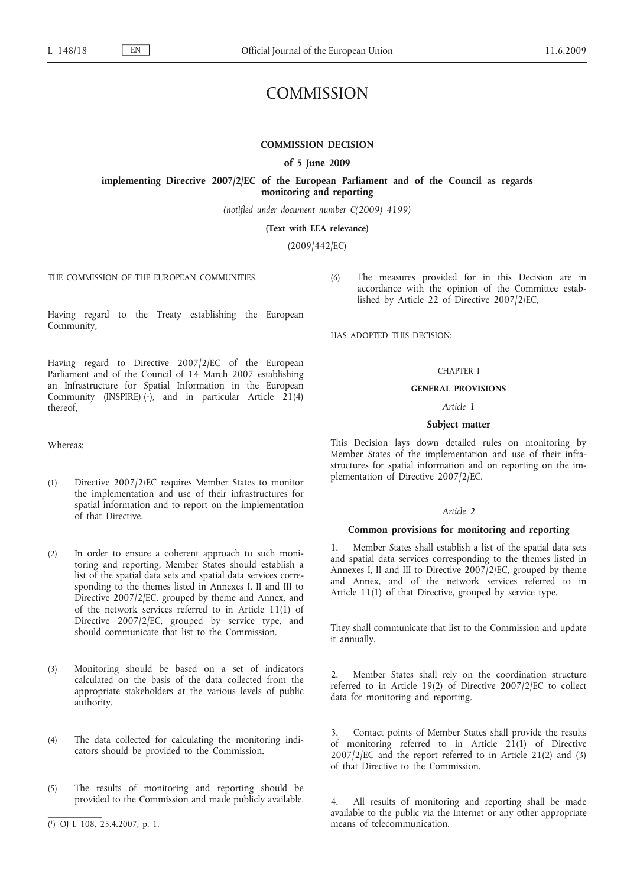# COMMISSION

## COMMISSION DECISION

### of 5 June 2009

### implementing Directive 2007/2/EC of the European Parliament and of the Council as regards monitoring and reporting

*(notified under document number C(2009) 4199)*

**(Text with EEA relevance)**

(2009/442/EC)

THE COMMISSION OF THE EUROPEAN COMMUNITIES,

Having regard to the Treaty establishing the European Community,

Having regard to Directive 2007/2/EC of the European Parliament and of the Council of 14 March 2007 establishing an Infrastructure for Spatial Information in the European Community (INSPIRE) [1], and in particular Article 21(4) thereof,

Whereas:

(1) Directive 2007/2/EC requires Member States to monitor the implementation and use of their infrastructures for spatial information and to report on the implementation of that Directive.

(2) In order to ensure a coherent approach to such monitoring and reporting, Member States should establish a list of the spatial data sets and spatial data services corresponding to the themes listed in Annexes I, II and III to Directive 2007/2/EC, grouped by theme and Annex, and of the network services referred to in Article 11(1) of Directive 2007/2/EC, grouped by service type, and should communicate that list to the Commission.

(3) Monitoring should be based on a set of indicators calculated on the basis of the data collected from the appropriate stakeholders at the various levels of public authority.

(4) The data collected for calculating the monitoring indicators should be provided to the Commission.

(5) The results of monitoring and reporting should be provided to the Commission and made publicly available.

(6) The measures provided for in this Decision are in accordance with the opinion of the Committee established by Article 22 of Directive 2007/2/EC,

HAS ADOPTED THIS DECISION:

CHAPTER I

**GENERAL PROVISIONS**

*Article 1*

**Subject matter**

This Decision lays down detailed rules on monitoring by Member States of the implementation and use of their infrastructures for spatial information and on reporting on the implementation of Directive 2007/2/EC.

*Article 2*

**Common provisions for monitoring and reporting**

1. Member States shall establish a list of the spatial data sets and spatial data services corresponding to the themes listed in Annexes I, II and III to Directive 2007/2/EC, grouped by theme and Annex, and of the network services referred to in Article 11(1) of that Directive, grouped by service type.

They shall communicate that list to the Commission and update it annually.

2. Member States shall rely on the coordination structure referred to in Article 19(2) of Directive 2007/2/EC to collect data for monitoring and reporting.

3. Contact points of Member States shall provide the results of monitoring referred to in Article 21(1) of Directive 2007/2/EC and the report referred to in Article 21(2) and (3) of that Directive to the Commission.

4. All results of monitoring and reporting shall be made available to the public via the Internet or any other appropriate means of telecommunication.

---

[1] OJ L 108, 25.4.2007, p. 1.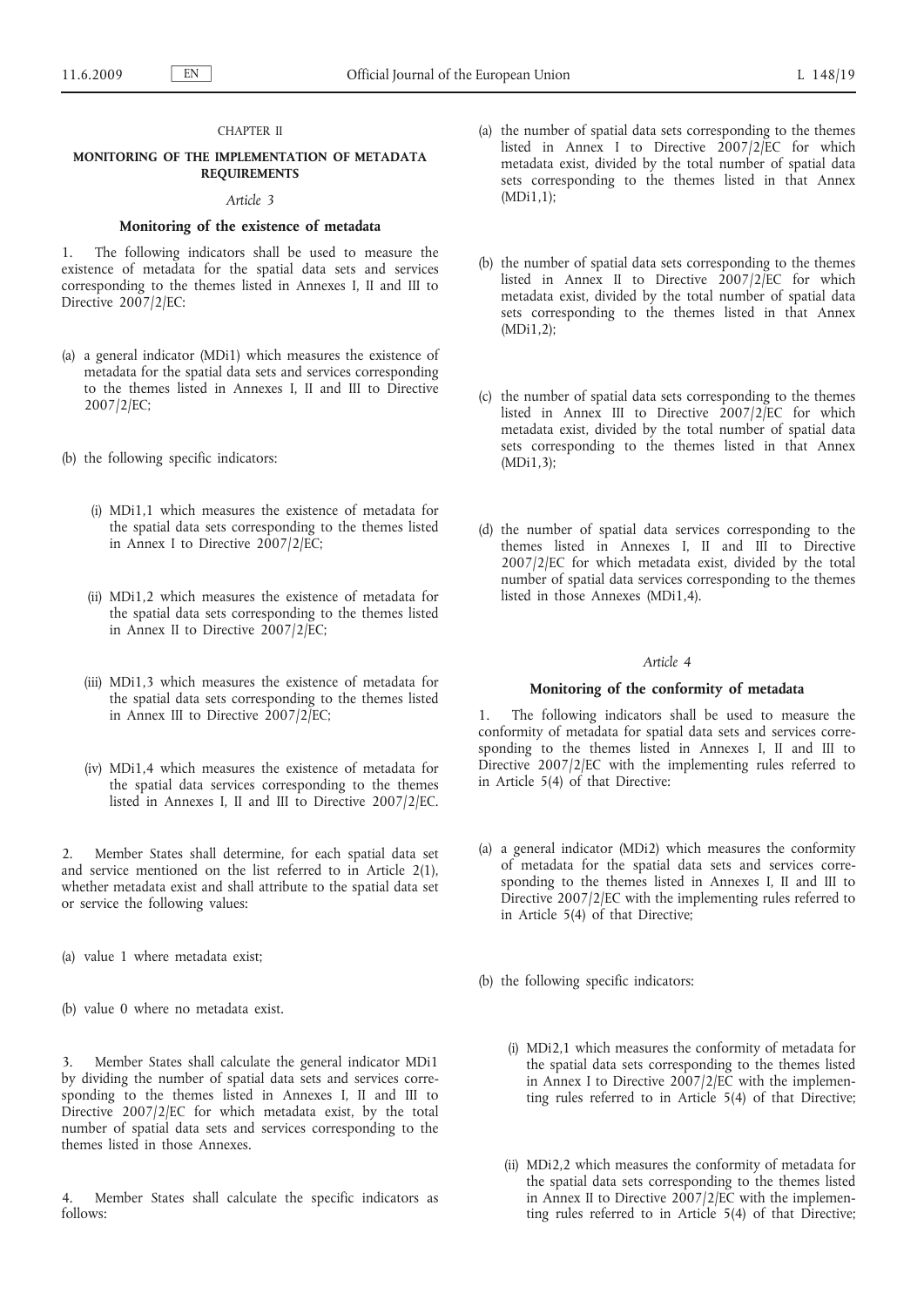## CHAPTER II

### MONITORING OF THE IMPLEMENTATION OF METADATA REQUIREMENTS

*Article 3*

**Monitoring of the existence of metadata**

1. The following indicators shall be used to measure the existence of metadata for the spatial data sets and services corresponding to the themes listed in Annexes I, II and III to Directive 2007/2/EC:

(a) a general indicator (MDi1) which measures the existence of metadata for the spatial data sets and services corresponding to the themes listed in Annexes I, II and III to Directive 2007/2/EC;

(b) the following specific indicators:

(i) MDi1,1 which measures the existence of metadata for the spatial data sets corresponding to the themes listed in Annex I to Directive 2007/2/EC;

(ii) MDi1,2 which measures the existence of metadata for the spatial data sets corresponding to the themes listed in Annex II to Directive 2007/2/EC;

(iii) MDi1,3 which measures the existence of metadata for the spatial data sets corresponding to the themes listed in Annex III to Directive 2007/2/EC;

(iv) MDi1,4 which measures the existence of metadata for the spatial data services corresponding to the themes listed in Annexes I, II and III to Directive 2007/2/EC.

2. Member States shall determine, for each spatial data set and service mentioned on the list referred to in Article 2(1), whether metadata exist and shall attribute to the spatial data set or service the following values:

(a) value 1 where metadata exist;

(b) value 0 where no metadata exist.

3. Member States shall calculate the general indicator MDi1 by dividing the number of spatial data sets and services corresponding to the themes listed in Annexes I, II and III to Directive 2007/2/EC for which metadata exist, by the total number of spatial data sets and services corresponding to the themes listed in those Annexes.

4. Member States shall calculate the specific indicators as follows:

(a) the number of spatial data sets corresponding to the themes listed in Annex I to Directive 2007/2/EC for which metadata exist, divided by the total number of spatial data sets corresponding to the themes listed in that Annex (MDi1,1);

(b) the number of spatial data sets corresponding to the themes listed in Annex II to Directive 2007/2/EC for which metadata exist, divided by the total number of spatial data sets corresponding to the themes listed in that Annex (MDi1,2);

(c) the number of spatial data sets corresponding to the themes listed in Annex III to Directive 2007/2/EC for which metadata exist, divided by the total number of spatial data sets corresponding to the themes listed in that Annex (MDi1,3);

(d) the number of spatial data services corresponding to the themes listed in Annexes I, II and III to Directive 2007/2/EC for which metadata exist, divided by the total number of spatial data services corresponding to the themes listed in those Annexes (MDi1,4).

*Article 4*

**Monitoring of the conformity of metadata**

1. The following indicators shall be used to measure the conformity of metadata for spatial data sets and services corresponding to the themes listed in Annexes I, II and III to Directive 2007/2/EC with the implementing rules referred to in Article 5(4) of that Directive:

(a) a general indicator (MDi2) which measures the conformity of metadata for the spatial data sets and services corresponding to the themes listed in Annexes I, II and III to Directive 2007/2/EC with the implementing rules referred to in Article 5(4) of that Directive;

(b) the following specific indicators:

(i) MDi2,1 which measures the conformity of metadata for the spatial data sets corresponding to the themes listed in Annex I to Directive 2007/2/EC with the implementing rules referred to in Article 5(4) of that Directive;

(ii) MDi2,2 which measures the conformity of metadata for the spatial data sets corresponding to the themes listed in Annex II to Directive 2007/2/EC with the implementing rules referred to in Article 5(4) of that Directive;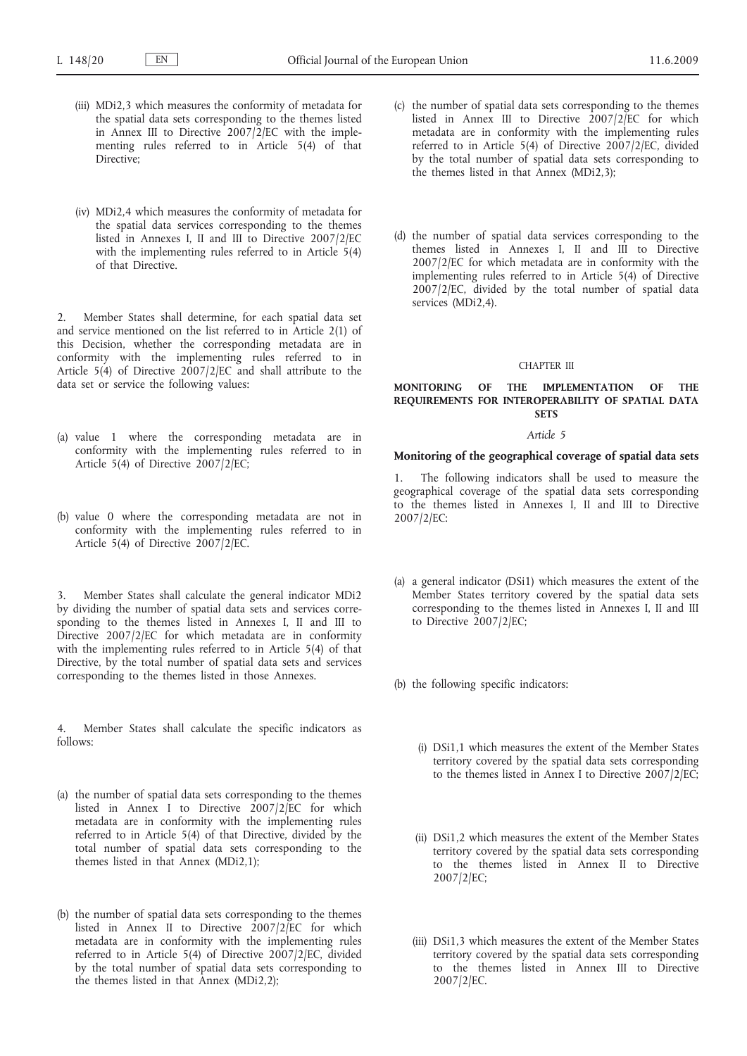(iii) MDi2,3 which measures the conformity of metadata for the spatial data sets corresponding to the themes listed in Annex III to Directive 2007/2/EC with the implementing rules referred to in Article 5(4) of that Directive;

(iv) MDi2,4 which measures the conformity of metadata for the spatial data services corresponding to the themes listed in Annexes I, II and III to Directive 2007/2/EC with the implementing rules referred to in Article 5(4) of that Directive.

2. Member States shall determine, for each spatial data set and service mentioned on the list referred to in Article 2(1) of this Decision, whether the corresponding metadata are in conformity with the implementing rules referred to in Article 5(4) of Directive 2007/2/EC and shall attribute to the data set or service the following values:

(a) value 1 where the corresponding metadata are in conformity with the implementing rules referred to in Article 5(4) of Directive 2007/2/EC;

(b) value 0 where the corresponding metadata are not in conformity with the implementing rules referred to in Article 5(4) of Directive 2007/2/EC.

3. Member States shall calculate the general indicator MDi2 by dividing the number of spatial data sets and services corresponding to the themes listed in Annexes I, II and III to Directive 2007/2/EC for which metadata are in conformity with the implementing rules referred to in Article 5(4) of that Directive, by the total number of spatial data sets and services corresponding to the themes listed in those Annexes.

4. Member States shall calculate the specific indicators as follows:

(a) the number of spatial data sets corresponding to the themes listed in Annex I to Directive 2007/2/EC for which metadata are in conformity with the implementing rules referred to in Article 5(4) of that Directive, divided by the total number of spatial data sets corresponding to the themes listed in that Annex (MDi2,1);

(b) the number of spatial data sets corresponding to the themes listed in Annex II to Directive 2007/2/EC for which metadata are in conformity with the implementing rules referred to in Article 5(4) of Directive 2007/2/EC, divided by the total number of spatial data sets corresponding to the themes listed in that Annex (MDi2,2);

(c) the number of spatial data sets corresponding to the themes listed in Annex III to Directive 2007/2/EC for which metadata are in conformity with the implementing rules referred to in Article 5(4) of Directive 2007/2/EC, divided by the total number of spatial data sets corresponding to the themes listed in that Annex (MDi2,3);

(d) the number of spatial data services corresponding to the themes listed in Annexes I, II and III to Directive 2007/2/EC for which metadata are in conformity with the implementing rules referred to in Article 5(4) of Directive 2007/2/EC, divided by the total number of spatial data services (MDi2,4).

CHAPTER III

## MONITORING OF THE IMPLEMENTATION OF THE REQUIREMENTS FOR INTEROPERABILITY OF SPATIAL DATA SETS

*Article 5*

### Monitoring of the geographical coverage of spatial data sets

1. The following indicators shall be used to measure the geographical coverage of the spatial data sets corresponding to the themes listed in Annexes I, II and III to Directive 2007/2/EC:

(a) a general indicator (DSi1) which measures the extent of the Member States territory covered by the spatial data sets corresponding to the themes listed in Annexes I, II and III to Directive 2007/2/EC;

(b) the following specific indicators:

(i) DSi1,1 which measures the extent of the Member States territory covered by the spatial data sets corresponding to the themes listed in Annex I to Directive 2007/2/EC;

(ii) DSi1,2 which measures the extent of the Member States territory covered by the spatial data sets corresponding to the themes listed in Annex II to Directive 2007/2/EC;

(iii) DSi1,3 which measures the extent of the Member States territory covered by the spatial data sets corresponding to the themes listed in Annex III to Directive 2007/2/EC.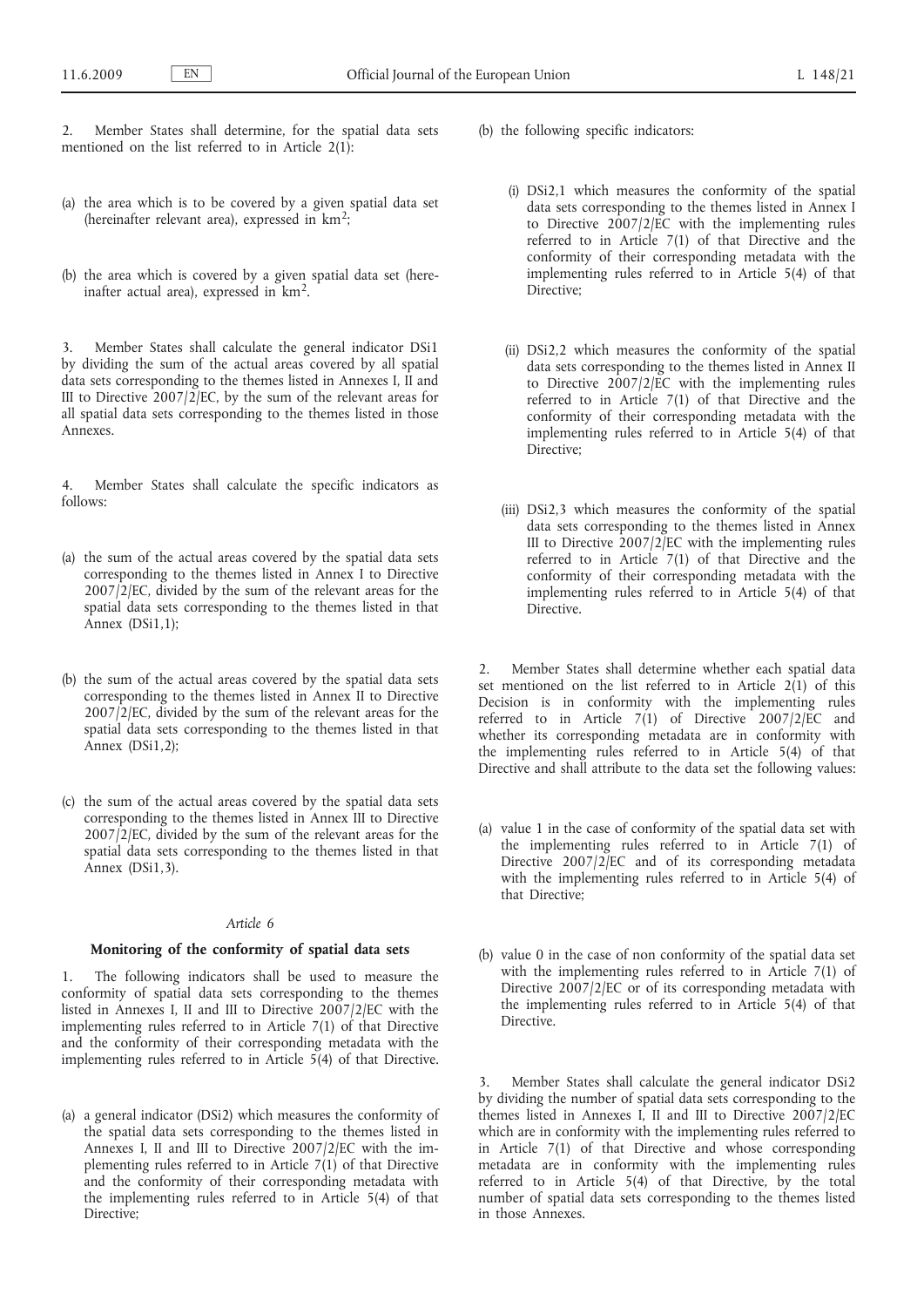2. Member States shall determine, for the spatial data sets mentioned on the list referred to in Article 2(1):

(a) the area which is to be covered by a given spatial data set (hereinafter relevant area), expressed in $km^2$;

(b) the area which is covered by a given spatial data set (hereinafter actual area), expressed in $km^2$.

3. Member States shall calculate the general indicator DSi1 by dividing the sum of the actual areas covered by all spatial data sets corresponding to the themes listed in Annexes I, II and III to Directive 2007/2/EC, by the sum of the relevant areas for all spatial data sets corresponding to the themes listed in those Annexes.

4. Member States shall calculate the specific indicators as follows:

(a) the sum of the actual areas covered by the spatial data sets corresponding to the themes listed in Annex I to Directive 2007/2/EC, divided by the sum of the relevant areas for the spatial data sets corresponding to the themes listed in that Annex (DSi1,1);

(b) the sum of the actual areas covered by the spatial data sets corresponding to the themes listed in Annex II to Directive 2007/2/EC, divided by the sum of the relevant areas for the spatial data sets corresponding to the themes listed in that Annex (DSi1,2);

(c) the sum of the actual areas covered by the spatial data sets corresponding to the themes listed in Annex III to Directive 2007/2/EC, divided by the sum of the relevant areas for the spatial data sets corresponding to the themes listed in that Annex (DSi1,3).

*Article 6*

**Monitoring of the conformity of spatial data sets**

1. The following indicators shall be used to measure the conformity of spatial data sets corresponding to the themes listed in Annexes I, II and III to Directive 2007/2/EC with the implementing rules referred to in Article 7(1) of that Directive and the conformity of their corresponding metadata with the implementing rules referred to in Article 5(4) of that Directive.

(a) a general indicator (DSi2) which measures the conformity of the spatial data sets corresponding to the themes listed in Annexes I, II and III to Directive 2007/2/EC with the implementing rules referred to in Article 7(1) of that Directive and the conformity of their corresponding metadata with the implementing rules referred to in Article 5(4) of that Directive;

(b) the following specific indicators:

(i) DSi2,1 which measures the conformity of the spatial data sets corresponding to the themes listed in Annex I to Directive 2007/2/EC with the implementing rules referred to in Article 7(1) of that Directive and the conformity of their corresponding metadata with the implementing rules referred to in Article 5(4) of that Directive;

(ii) DSi2,2 which measures the conformity of the spatial data sets corresponding to the themes listed in Annex II to Directive 2007/2/EC with the implementing rules referred to in Article 7(1) of that Directive and the conformity of their corresponding metadata with the implementing rules referred to in Article 5(4) of that Directive;

(iii) DSi2,3 which measures the conformity of the spatial data sets corresponding to the themes listed in Annex III to Directive 2007/2/EC with the implementing rules referred to in Article 7(1) of that Directive and the conformity of their corresponding metadata with the implementing rules referred to in Article 5(4) of that Directive.

2. Member States shall determine whether each spatial data set mentioned on the list referred to in Article 2(1) of this Decision is in conformity with the implementing rules referred to in Article 7(1) of Directive 2007/2/EC and whether its corresponding metadata are in conformity with the implementing rules referred to in Article 5(4) of that Directive and shall attribute to the data set the following values:

(a) value 1 in the case of conformity of the spatial data set with the implementing rules referred to in Article 7(1) of Directive 2007/2/EC and of its corresponding metadata with the implementing rules referred to in Article 5(4) of that Directive;

(b) value 0 in the case of non conformity of the spatial data set with the implementing rules referred to in Article 7(1) of Directive 2007/2/EC or of its corresponding metadata with the implementing rules referred to in Article 5(4) of that Directive.

3. Member States shall calculate the general indicator DSi2 by dividing the number of spatial data sets corresponding to the themes listed in Annexes I, II and III to Directive 2007/2/EC which are in conformity with the implementing rules referred to in Article 7(1) of that Directive and whose corresponding metadata are in conformity with the implementing rules referred to in Article 5(4) of that Directive, by the total number of spatial data sets corresponding to the themes listed in those Annexes.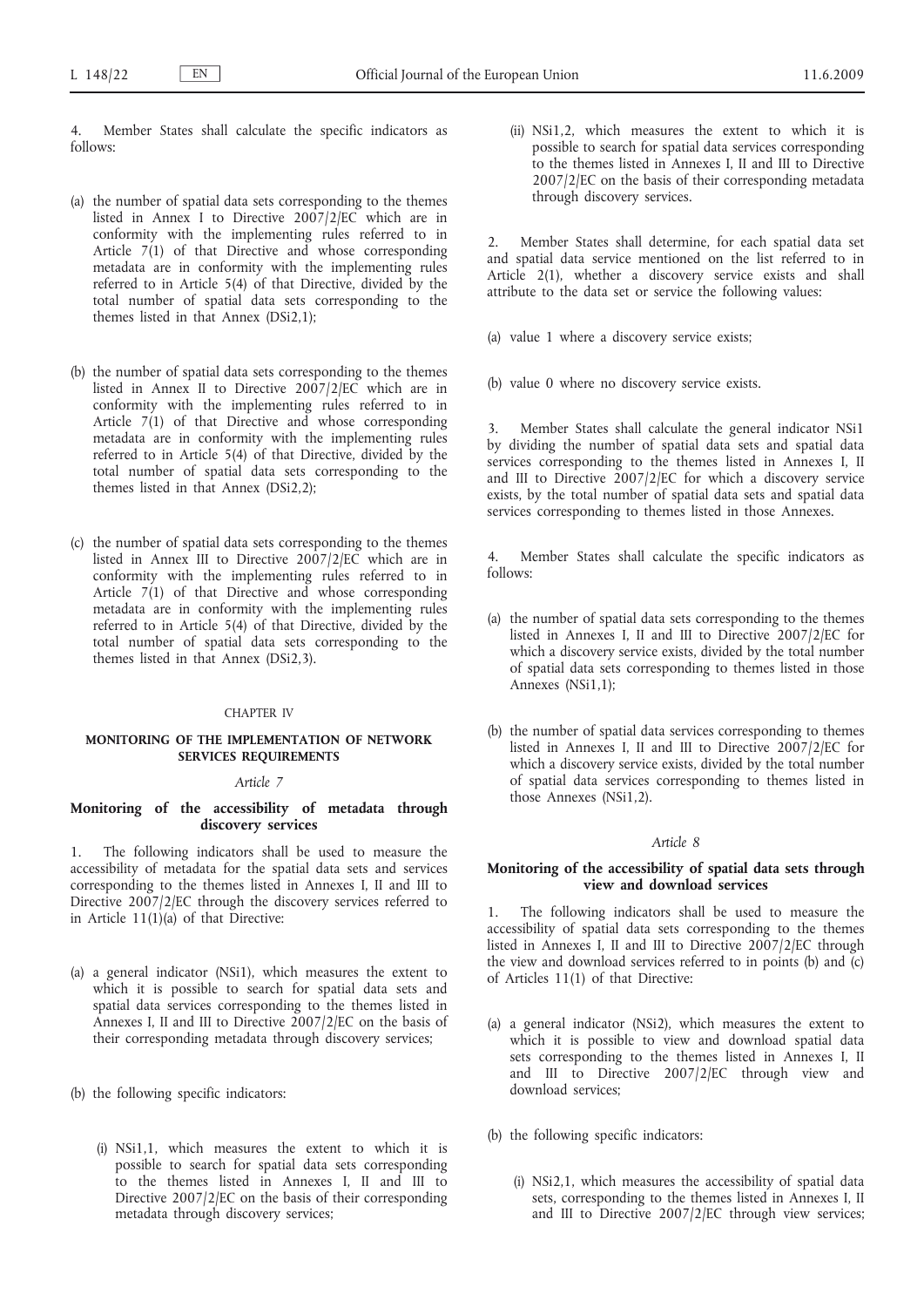4. Member States shall calculate the specific indicators as follows:

(a) the number of spatial data sets corresponding to the themes listed in Annex I to Directive 2007/2/EC which are in conformity with the implementing rules referred to in Article 7(1) of that Directive and whose corresponding metadata are in conformity with the implementing rules referred to in Article 5(4) of that Directive, divided by the total number of spatial data sets corresponding to the themes listed in that Annex (DSi2,1);

(b) the number of spatial data sets corresponding to the themes listed in Annex II to Directive 2007/2/EC which are in conformity with the implementing rules referred to in Article 7(1) of that Directive and whose corresponding metadata are in conformity with the implementing rules referred to in Article 5(4) of that Directive, divided by the total number of spatial data sets corresponding to the themes listed in that Annex (DSi2,2);

(c) the number of spatial data sets corresponding to the themes listed in Annex III to Directive 2007/2/EC which are in conformity with the implementing rules referred to in Article 7(1) of that Directive and whose corresponding metadata are in conformity with the implementing rules referred to in Article 5(4) of that Directive, divided by the total number of spatial data sets corresponding to the themes listed in that Annex (DSi2,3).

CHAPTER IV

## MONITORING OF THE IMPLEMENTATION OF NETWORK SERVICES REQUIREMENTS

*Article 7*

### Monitoring of the accessibility of metadata through discovery services

1. The following indicators shall be used to measure the accessibility of metadata for the spatial data sets and services corresponding to the themes listed in Annexes I, II and III to Directive 2007/2/EC through the discovery services referred to in Article 11(1)(a) of that Directive:

(a) a general indicator (NSi1), which measures the extent to which it is possible to search for spatial data sets and spatial data services corresponding to the themes listed in Annexes I, II and III to Directive 2007/2/EC on the basis of their corresponding metadata through discovery services;

(b) the following specific indicators:

(i) NSi1,1, which measures the extent to which it is possible to search for spatial data sets corresponding to the themes listed in Annexes I, II and III to Directive 2007/2/EC on the basis of their corresponding metadata through discovery services;

(ii) NSi1,2, which measures the extent to which it is possible to search for spatial data services corresponding to the themes listed in Annexes I, II and III to Directive 2007/2/EC on the basis of their corresponding metadata through discovery services.

2. Member States shall determine, for each spatial data set and spatial data service mentioned on the list referred to in Article 2(1), whether a discovery service exists and shall attribute to the data set or service the following values:

(a) value 1 where a discovery service exists;

(b) value 0 where no discovery service exists.

3. Member States shall calculate the general indicator NSi1 by dividing the number of spatial data sets and spatial data services corresponding to the themes listed in Annexes I, II and III to Directive 2007/2/EC for which a discovery service exists, by the total number of spatial data sets and spatial data services corresponding to themes listed in those Annexes.

4. Member States shall calculate the specific indicators as follows:

(a) the number of spatial data sets corresponding to the themes listed in Annexes I, II and III to Directive 2007/2/EC for which a discovery service exists, divided by the total number of spatial data sets corresponding to themes listed in those Annexes (NSi1,1);

(b) the number of spatial data services corresponding to themes listed in Annexes I, II and III to Directive 2007/2/EC for which a discovery service exists, divided by the total number of spatial data services corresponding to themes listed in those Annexes (NSi1,2).

*Article 8*

### Monitoring of the accessibility of spatial data sets through view and download services

1. The following indicators shall be used to measure the accessibility of spatial data sets corresponding to the themes listed in Annexes I, II and III to Directive 2007/2/EC through the view and download services referred to in points (b) and (c) of Articles 11(1) of that Directive:

(a) a general indicator (NSi2), which measures the extent to which it is possible to view and download spatial data sets corresponding to the themes listed in Annexes I, II and III to Directive 2007/2/EC through view and download services;

(b) the following specific indicators:

(i) NSi2,1, which measures the accessibility of spatial data sets, corresponding to the themes listed in Annexes I, II and III to Directive 2007/2/EC through view services;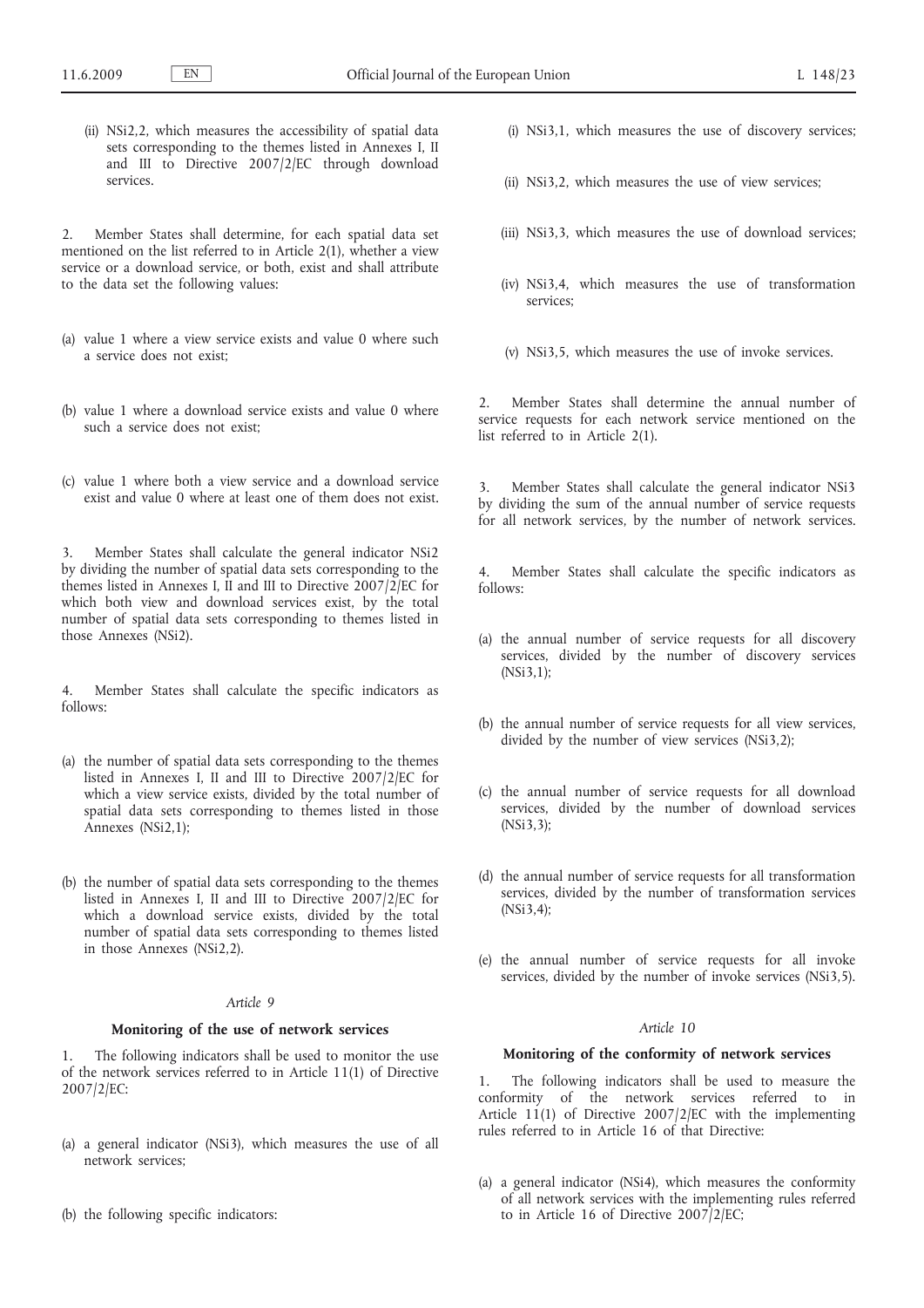(ii) NSi2,2, which measures the accessibility of spatial data sets corresponding to the themes listed in Annexes I, II and III to Directive 2007/2/EC through download services.

2. Member States shall determine, for each spatial data set mentioned on the list referred to in Article 2(1), whether a view service or a download service, or both, exist and shall attribute to the data set the following values:

(a) value 1 where a view service exists and value 0 where such a service does not exist;

(b) value 1 where a download service exists and value 0 where such a service does not exist;

(c) value 1 where both a view service and a download service exist and value 0 where at least one of them does not exist.

3. Member States shall calculate the general indicator NSi2 by dividing the number of spatial data sets corresponding to the themes listed in Annexes I, II and III to Directive 2007/2/EC for which both view and download services exist, by the total number of spatial data sets corresponding to themes listed in those Annexes (NSi2).

4. Member States shall calculate the specific indicators as follows:

(a) the number of spatial data sets corresponding to the themes listed in Annexes I, II and III to Directive 2007/2/EC for which a view service exists, divided by the total number of spatial data sets corresponding to themes listed in those Annexes (NSi2,1);

(b) the number of spatial data sets corresponding to the themes listed in Annexes I, II and III to Directive 2007/2/EC for which a download service exists, divided by the total number of spatial data sets corresponding to themes listed in those Annexes (NSi2,2).

*Article 9*

**Monitoring of the use of network services**

1. The following indicators shall be used to monitor the use of the network services referred to in Article 11(1) of Directive 2007/2/EC:

(a) a general indicator (NSi3), which measures the use of all network services;

(b) the following specific indicators:

(i) NSi3,1, which measures the use of discovery services;

(ii) NSi3,2, which measures the use of view services;

(iii) NSi3,3, which measures the use of download services;

(iv) NSi3,4, which measures the use of transformation services;

(v) NSi3,5, which measures the use of invoke services.

2. Member States shall determine the annual number of service requests for each network service mentioned on the list referred to in Article 2(1).

3. Member States shall calculate the general indicator NSi3 by dividing the sum of the annual number of service requests for all network services, by the number of network services.

4. Member States shall calculate the specific indicators as follows:

(a) the annual number of service requests for all discovery services, divided by the number of discovery services (NSi3,1);

(b) the annual number of service requests for all view services, divided by the number of view services (NSi3,2);

(c) the annual number of service requests for all download services, divided by the number of download services (NSi3,3);

(d) the annual number of service requests for all transformation services, divided by the number of transformation services (NSi3,4);

(e) the annual number of service requests for all invoke services, divided by the number of invoke services (NSi3,5).

*Article 10*

**Monitoring of the conformity of network services**

1. The following indicators shall be used to measure the conformity of the network services referred to in Article 11(1) of Directive 2007/2/EC with the implementing rules referred to in Article 16 of that Directive:

(a) a general indicator (NSi4), which measures the conformity of all network services with the implementing rules referred to in Article 16 of Directive 2007/2/EC;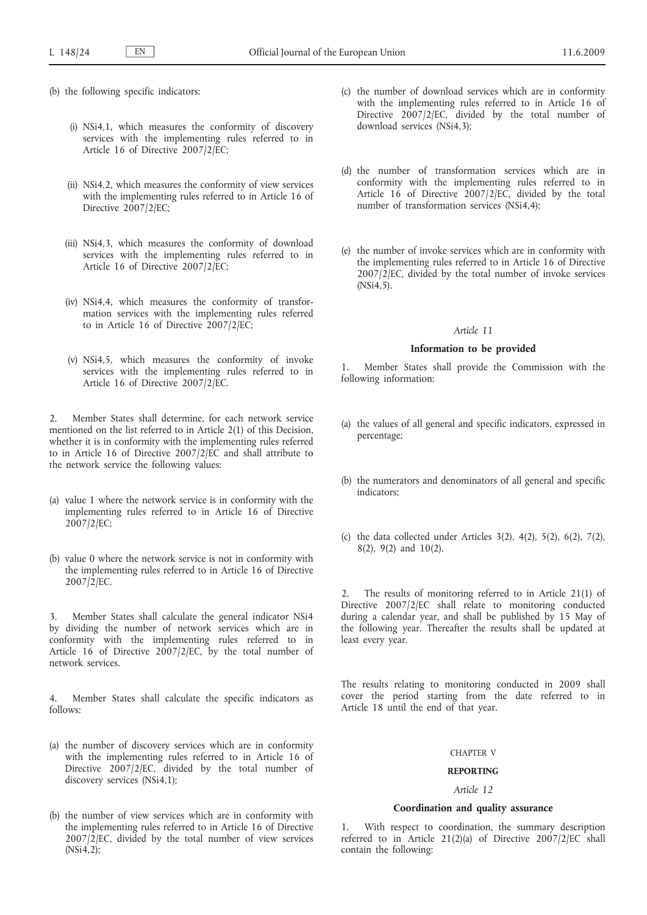(b) the following specific indicators:

(i) NSi4,1, which measures the conformity of discovery services with the implementing rules referred to in Article 16 of Directive 2007/2/EC;

(ii) NSi4,2, which measures the conformity of view services with the implementing rules referred to in Article 16 of Directive 2007/2/EC;

(iii) NSi4,3, which measures the conformity of download services with the implementing rules referred to in Article 16 of Directive 2007/2/EC;

(iv) NSi4,4, which measures the conformity of transformation services with the implementing rules referred to in Article 16 of Directive 2007/2/EC;

(v) NSi4,5, which measures the conformity of invoke services with the implementing rules referred to in Article 16 of Directive 2007/2/EC.

2. Member States shall determine, for each network service mentioned on the list referred to in Article 2(1) of this Decision, whether it is in conformity with the implementing rules referred to in Article 16 of Directive 2007/2/EC and shall attribute to the network service the following values:

(a) value 1 where the network service is in conformity with the implementing rules referred to in Article 16 of Directive 2007/2/EC;

(b) value 0 where the network service is not in conformity with the implementing rules referred to in Article 16 of Directive 2007/2/EC.

3. Member States shall calculate the general indicator NSi4 by dividing the number of network services which are in conformity with the implementing rules referred to in Article 16 of Directive 2007/2/EC, by the total number of network services.

4. Member States shall calculate the specific indicators as follows:

(a) the number of discovery services which are in conformity with the implementing rules referred to in Article 16 of Directive 2007/2/EC, divided by the total number of discovery services (NSi4,1);

(b) the number of view services which are in conformity with the implementing rules referred to in Article 16 of Directive 2007/2/EC, divided by the total number of view services (NSi4,2);

(c) the number of download services which are in conformity with the implementing rules referred to in Article 16 of Directive 2007/2/EC, divided by the total number of download services (NSi4,3);

(d) the number of transformation services which are in conformity with the implementing rules referred to in Article 16 of Directive 2007/2/EC, divided by the total number of transformation services (NSi4,4);

(e) the number of invoke services which are in conformity with the implementing rules referred to in Article 16 of Directive 2007/2/EC, divided by the total number of invoke services (NSi4,5).

*Article 11*

**Information to be provided**

1. Member States shall provide the Commission with the following information:

(a) the values of all general and specific indicators, expressed in percentage;

(b) the numerators and denominators of all general and specific indicators;

(c) the data collected under Articles 3(2), 4(2), 5(2), 6(2), 7(2), 8(2), 9(2) and 10(2).

2. The results of monitoring referred to in Article 21(1) of Directive 2007/2/EC shall relate to monitoring conducted during a calendar year, and shall be published by 15 May of the following year. Thereafter the results shall be updated at least every year.

The results relating to monitoring conducted in 2009 shall cover the period starting from the date referred to in Article 18 until the end of that year.

CHAPTER V

**REPORTING**

*Article 12*

**Coordination and quality assurance**

1. With respect to coordination, the summary description referred to in Article 21(2)(a) of Directive 2007/2/EC shall contain the following: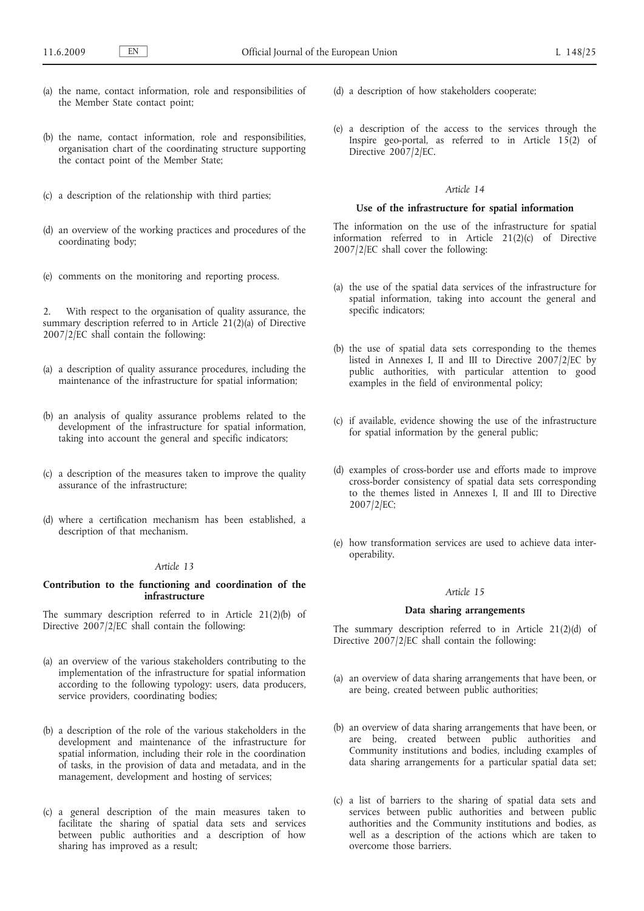(a) the name, contact information, role and responsibilities of the Member State contact point;

(b) the name, contact information, role and responsibilities, organisation chart of the coordinating structure supporting the contact point of the Member State;

(c) a description of the relationship with third parties;

(d) an overview of the working practices and procedures of the coordinating body;

(e) comments on the monitoring and reporting process.

2. With respect to the organisation of quality assurance, the summary description referred to in Article 21(2)(a) of Directive 2007/2/EC shall contain the following:

(a) a description of quality assurance procedures, including the maintenance of the infrastructure for spatial information;

(b) an analysis of quality assurance problems related to the development of the infrastructure for spatial information, taking into account the general and specific indicators;

(c) a description of the measures taken to improve the quality assurance of the infrastructure;

(d) where a certification mechanism has been established, a description of that mechanism.

*Article 13*

**Contribution to the functioning and coordination of the infrastructure**

The summary description referred to in Article 21(2)(b) of Directive 2007/2/EC shall contain the following:

(a) an overview of the various stakeholders contributing to the implementation of the infrastructure for spatial information according to the following typology: users, data producers, service providers, coordinating bodies;

(b) a description of the role of the various stakeholders in the development and maintenance of the infrastructure for spatial information, including their role in the coordination of tasks, in the provision of data and metadata, and in the management, development and hosting of services;

(c) a general description of the main measures taken to facilitate the sharing of spatial data sets and services between public authorities and a description of how sharing has improved as a result;

(d) a description of how stakeholders cooperate;

(e) a description of the access to the services through the Inspire geo-portal, as referred to in Article 15(2) of Directive 2007/2/EC.

*Article 14*

**Use of the infrastructure for spatial information**

The information on the use of the infrastructure for spatial information referred to in Article 21(2)(c) of Directive 2007/2/EC shall cover the following:

(a) the use of the spatial data services of the infrastructure for spatial information, taking into account the general and specific indicators;

(b) the use of spatial data sets corresponding to the themes listed in Annexes I, II and III to Directive 2007/2/EC by public authorities, with particular attention to good examples in the field of environmental policy;

(c) if available, evidence showing the use of the infrastructure for spatial information by the general public;

(d) examples of cross-border use and efforts made to improve cross-border consistency of spatial data sets corresponding to the themes listed in Annexes I, II and III to Directive 2007/2/EC;

(e) how transformation services are used to achieve data interoperability.

*Article 15*

**Data sharing arrangements**

The summary description referred to in Article 21(2)(d) of Directive 2007/2/EC shall contain the following:

(a) an overview of data sharing arrangements that have been, or are being, created between public authorities;

(b) an overview of data sharing arrangements that have been, or are being, created between public authorities and Community institutions and bodies, including examples of data sharing arrangements for a particular spatial data set;

(c) a list of barriers to the sharing of spatial data sets and services between public authorities and between public authorities and the Community institutions and bodies, as well as a description of the actions which are taken to overcome those barriers.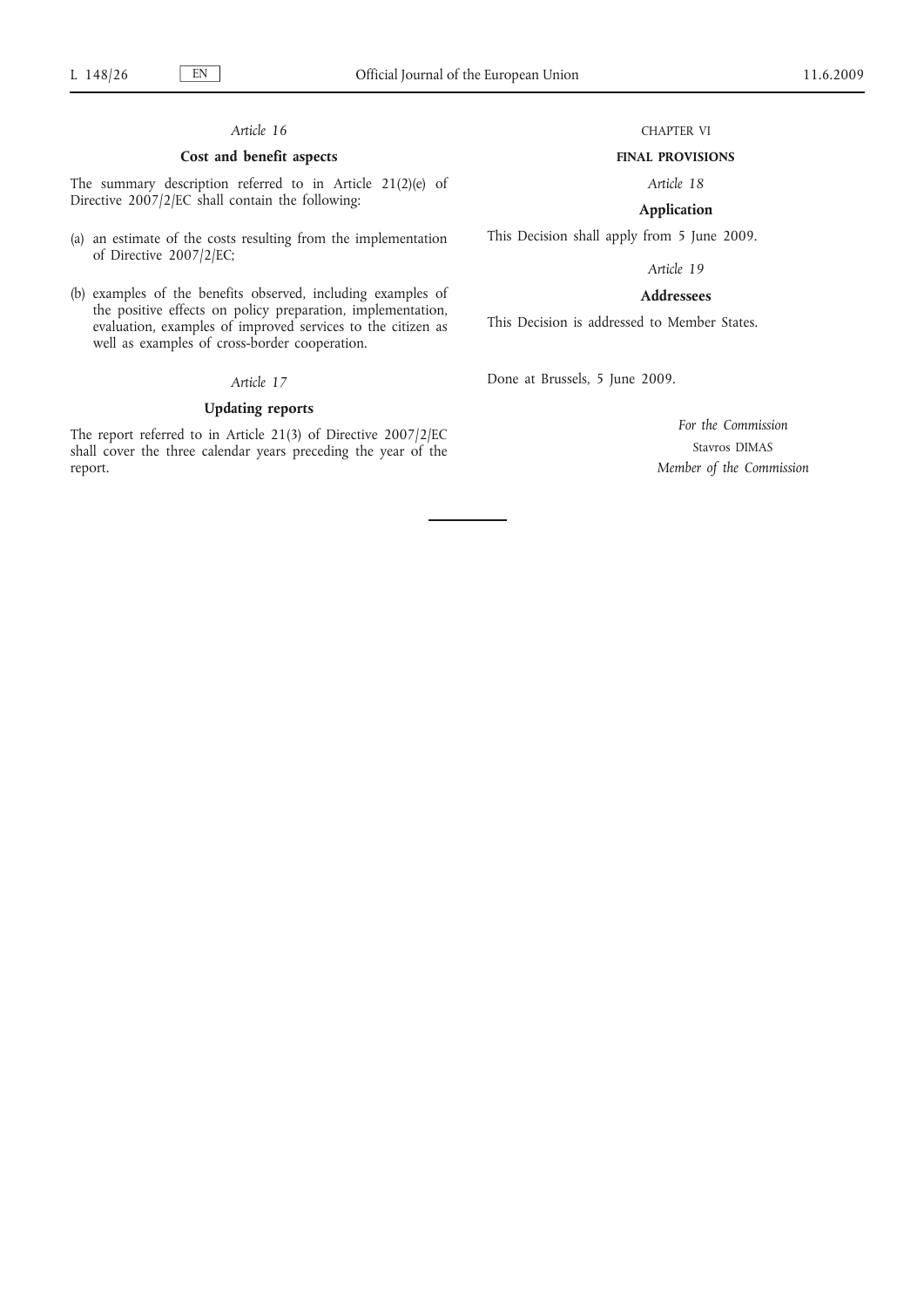*Article 16*

**Cost and benefit aspects**

The summary description referred to in Article 21(2)(e) of Directive 2007/2/EC shall contain the following:

(a) an estimate of the costs resulting from the implementation of Directive 2007/2/EC;

(b) examples of the benefits observed, including examples of the positive effects on policy preparation, implementation, evaluation, examples of improved services to the citizen as well as examples of cross-border cooperation.

*Article 17*

**Updating reports**

The report referred to in Article 21(3) of Directive 2007/2/EC shall cover the three calendar years preceding the year of the report.

## CHAPTER VI

## FINAL PROVISIONS

*Article 18*

**Application**

This Decision shall apply from 5 June 2009.

*Article 19*

**Addressees**

This Decision is addressed to Member States.

Done at Brussels, 5 June 2009.

*For the Commission*

Stavros DIMAS

*Member of the Commission*